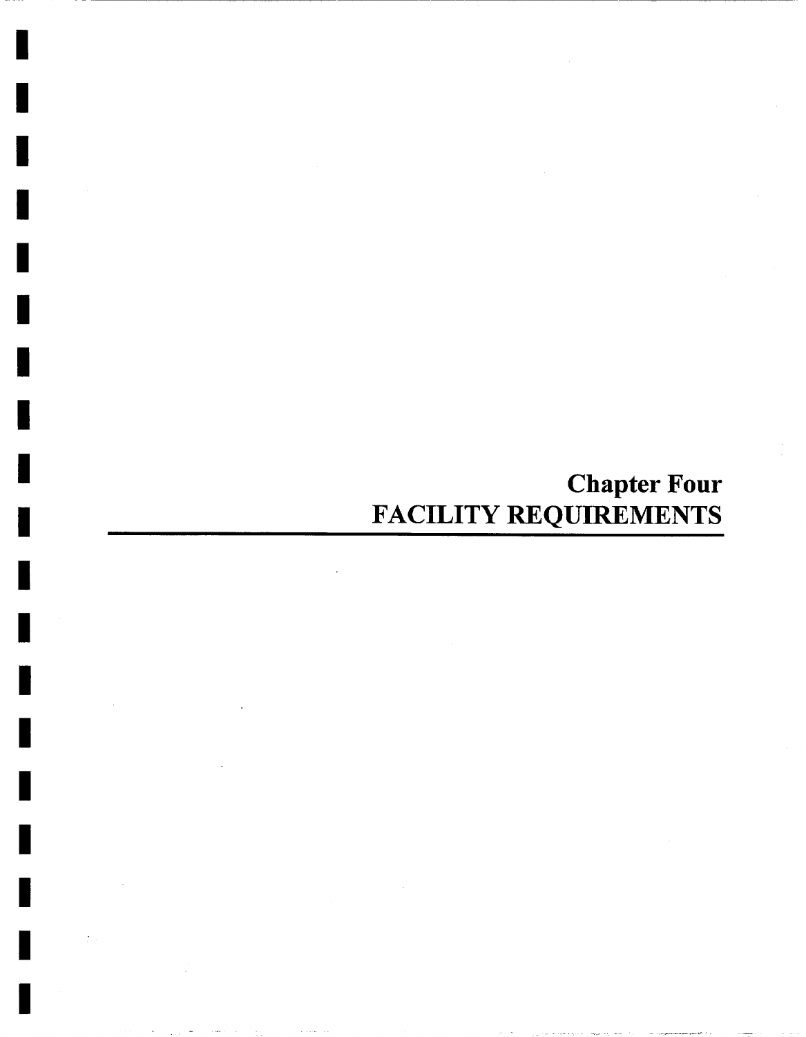# Chapter Four
# FACILITY REQUIREMENTS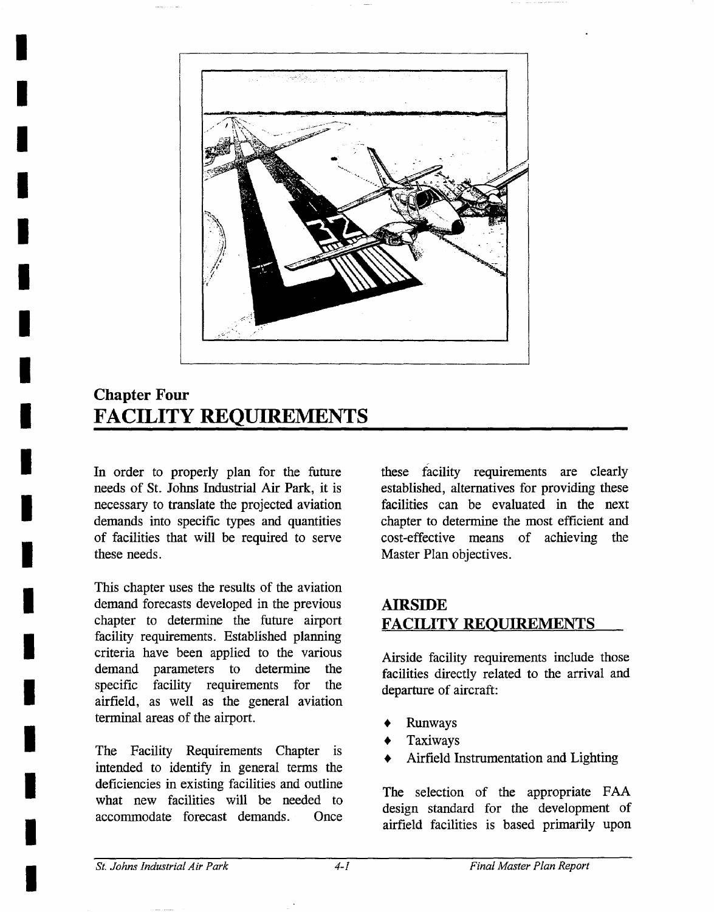# Chapter Four
# FACILITY REQUIREMENTS

In order to properly plan for the future needs of St. Johns Industrial Air Park, it is necessary to translate the projected aviation demands into specific types and quantities of facilities that will be required to serve these needs.

This chapter uses the results of the aviation demand forecasts developed in the previous chapter to determine the future airport facility requirements. Established planning criteria have been applied to the various demand parameters to determine the specific facility requirements for the airfield, as well as the general aviation terminal areas of the airport.

The Facility Requirements Chapter is intended to identify in general terms the deficiencies in existing facilities and outline what new facilities will be needed to accommodate forecast demands. Once these facility requirements are clearly established, alternatives for providing these facilities can be evaluated in the next chapter to determine the most efficient and cost-effective means of achieving the Master Plan objectives.

## AIRSIDE FACILITY REQUIREMENTS

Airside facility requirements include those facilities directly related to the arrival and departure of aircraft:

- Runways
- Taxiways
- Airfield Instrumentation and Lighting

The selection of the appropriate FAA design standard for the development of airfield facilities is based primarily upon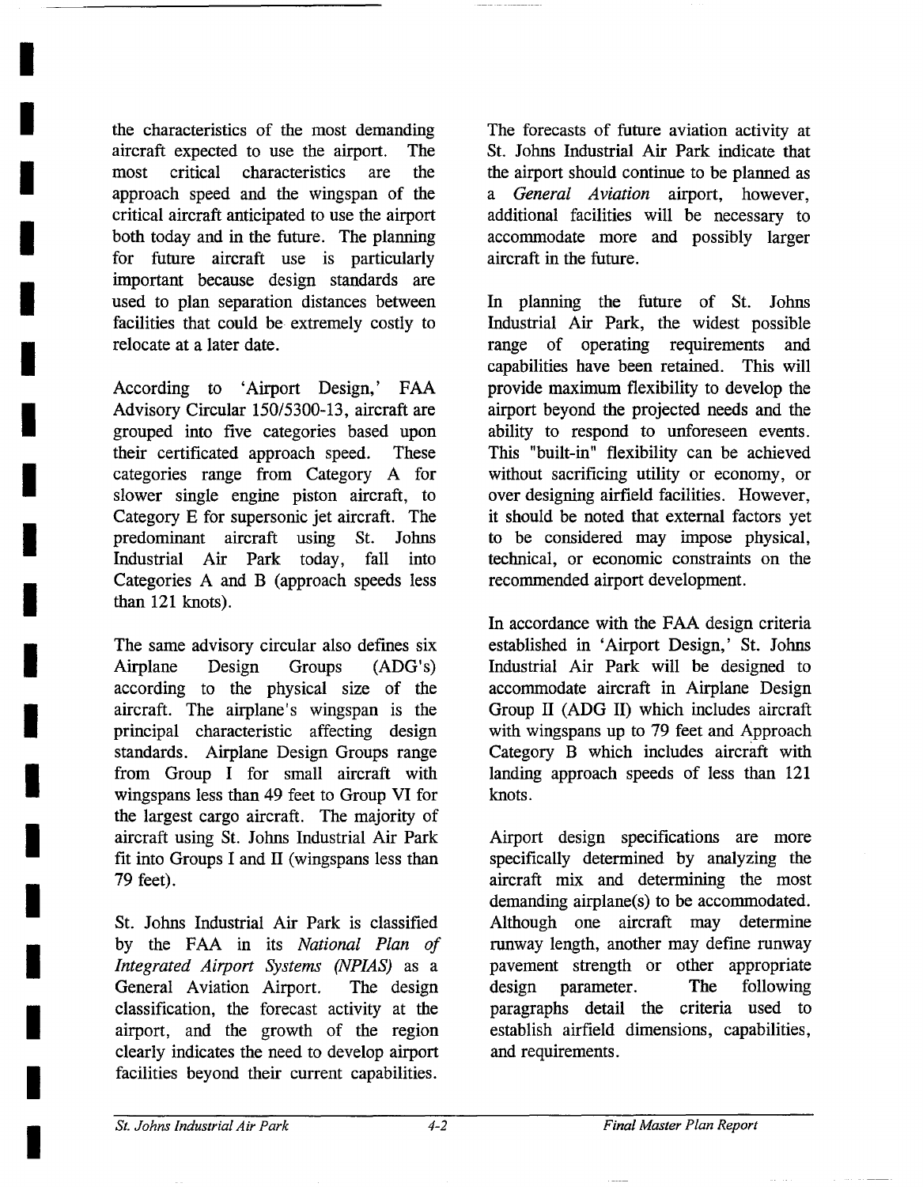the characteristics of the most demanding aircraft expected to use the airport. The most critical characteristics are the approach speed and the wingspan of the critical aircraft anticipated to use the airport both today and in the future. The planning for future aircraft use is particularly important because design standards are used to plan separation distances between facilities that could be extremely costly to relocate at a later date.

According to 'Airport Design,' FAA Advisory Circular 150/5300-13, aircraft are grouped into five categories based upon their certificated approach speed. These categories range from Category A for slower single engine piston aircraft, to Category E for supersonic jet aircraft. The predominant aircraft using St. Johns Industrial Air Park today, fall into Categories A and B (approach speeds less than 121 knots).

The same advisory circular also defines six Airplane Design Groups (ADG's) according to the physical size of the aircraft. The airplane's wingspan is the principal characteristic affecting design standards. Airplane Design Groups range from Group I for small aircraft with wingspans less than 49 feet to Group VI for the largest cargo aircraft. The majority of aircraft using St. Johns Industrial Air Park fit into Groups I and II (wingspans less than 79 feet).

St. Johns Industrial Air Park is classified by the FAA in its *National Plan of Integrated Airport Systems (NPIAS)* as a General Aviation Airport. The design classification, the forecast activity at the airport, and the growth of the region clearly indicates the need to develop airport facilities beyond their current capabilities.

The forecasts of future aviation activity at St. Johns Industrial Air Park indicate that the airport should continue to be planned as a *General Aviation* airport, however, additional facilities will be necessary to accommodate more and possibly larger aircraft in the future.

In planning the future of St. Johns Industrial Air Park, the widest possible range of operating requirements and capabilities have been retained. This will provide maximum flexibility to develop the airport beyond the projected needs and the ability to respond to unforeseen events. This "built-in" flexibility can be achieved without sacrificing utility or economy, or over designing airfield facilities. However, it should be noted that external factors yet to be considered may impose physical, technical, or economic constraints on the recommended airport development.

In accordance with the FAA design criteria established in 'Airport Design,' St. Johns Industrial Air Park will be designed to accommodate aircraft in Airplane Design Group II (ADG II) which includes aircraft with wingspans up to 79 feet and Approach Category B which includes aircraft with landing approach speeds of less than 121 knots.

Airport design specifications are more specifically determined by analyzing the aircraft mix and determining the most demanding airplane(s) to be accommodated. Although one aircraft may determine runway length, another may define runway pavement strength or other appropriate design parameter. The following paragraphs detail the criteria used to establish airfield dimensions, capabilities, and requirements.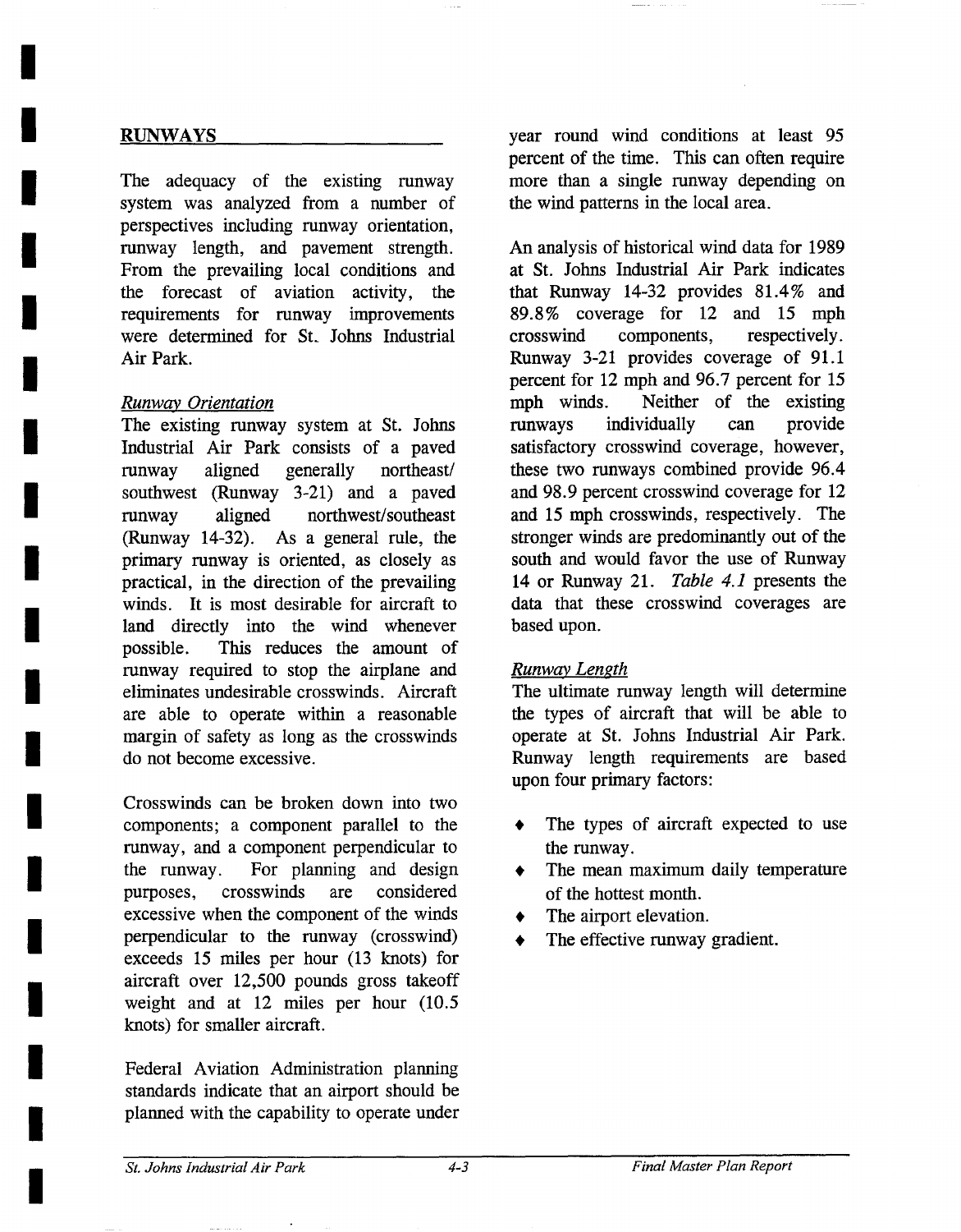## RUNWAYS

The adequacy of the existing runway system was analyzed from a number of perspectives including runway orientation, runway length, and pavement strength. From the prevailing local conditions and the forecast of aviation activity, the requirements for runway improvements were determined for St. Johns Industrial Air Park.

### *Runway Orientation*

The existing runway system at St. Johns Industrial Air Park consists of a paved runway aligned generally northeast/ southwest (Runway 3-21) and a paved runway aligned northwest/southeast (Runway 14-32). As a general rule, the primary runway is oriented, as closely as practical, in the direction of the prevailing winds. It is most desirable for aircraft to land directly into the wind whenever possible. This reduces the amount of runway required to stop the airplane and eliminates undesirable crosswinds. Aircraft are able to operate within a reasonable margin of safety as long as the crosswinds do not become excessive.

Crosswinds can be broken down into two components; a component parallel to the runway, and a component perpendicular to the runway. For planning and design purposes, crosswinds are considered excessive when the component of the winds perpendicular to the runway (crosswind) exceeds 15 miles per hour (13 knots) for aircraft over 12,500 pounds gross takeoff weight and at 12 miles per hour (10.5 knots) for smaller aircraft.

Federal Aviation Administration planning standards indicate that an airport should be planned with the capability to operate under year round wind conditions at least 95 percent of the time. This can often require more than a single runway depending on the wind patterns in the local area.

An analysis of historical wind data for 1989 at St. Johns Industrial Air Park indicates that Runway 14-32 provides 81.4% and 89.8% coverage for 12 and 15 mph crosswind components, respectively. Runway 3-21 provides coverage of 91.1 percent for 12 mph and 96.7 percent for 15 mph winds. Neither of the existing runways individually can provide satisfactory crosswind coverage, however, these two runways combined provide 96.4 and 98.9 percent crosswind coverage for 12 and 15 mph crosswinds, respectively. The stronger winds are predominantly out of the south and would favor the use of Runway 14 or Runway 21. *Table 4.1* presents the data that these crosswind coverages are based upon.

### *Runway Length*

The ultimate runway length will determine the types of aircraft that will be able to operate at St. Johns Industrial Air Park. Runway length requirements are based upon four primary factors:

- The types of aircraft expected to use the runway.
- The mean maximum daily temperature of the hottest month.
- The airport elevation.
- The effective runway gradient.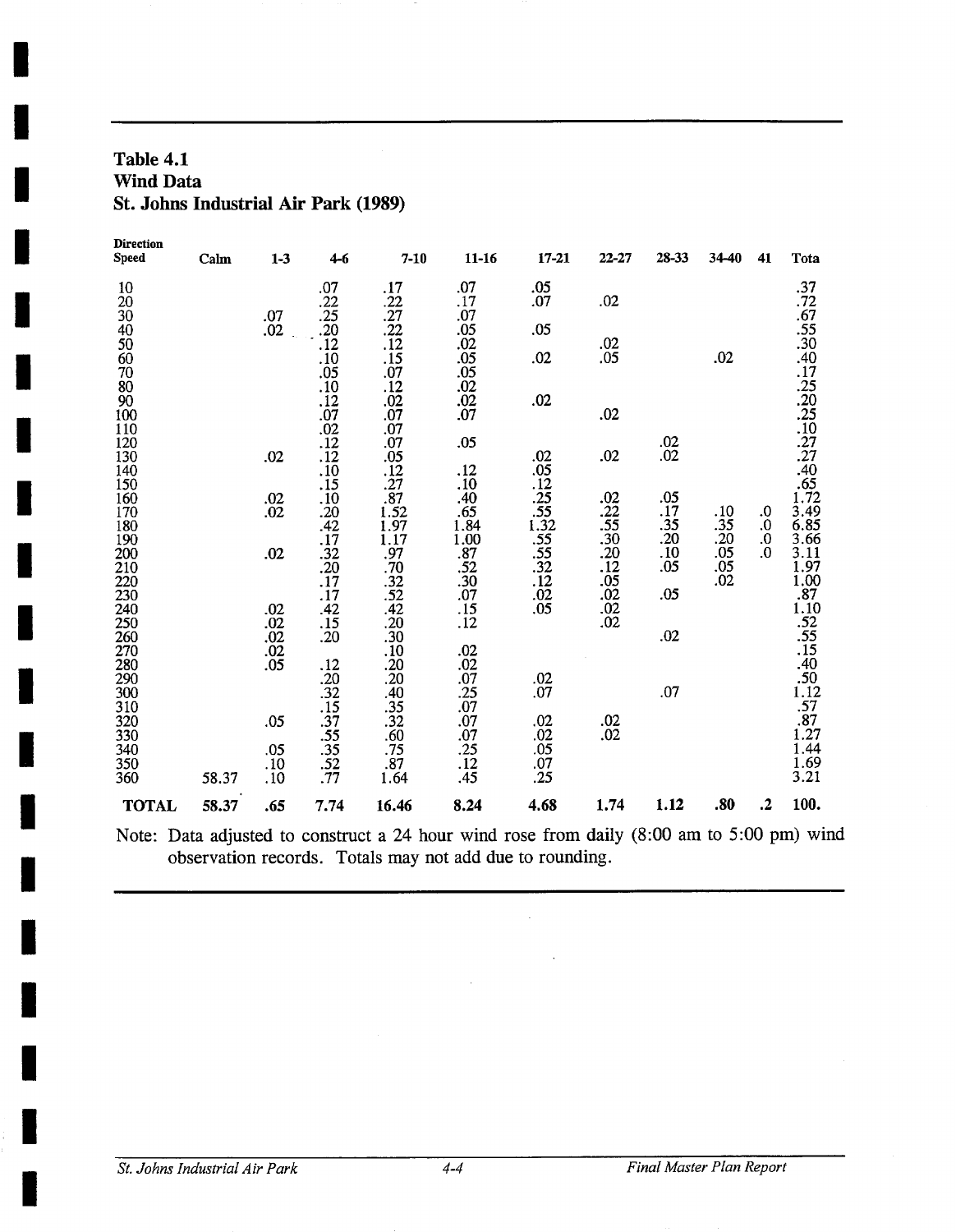**Table 4.1**
**Wind Data**
**St. Johns Industrial Air Park (1989)**

| Direction Speed | Calm | 1-3 | 4-6 | 7-10 | 11-16 | 17-21 | 22-27 | 28-33 | 34-40 | 41 | Tota |
|---|---|---|---|---|---|---|---|---|---|---|---|
| 10 | | | .07 | .17 | .07 | .05 | | | | | .37 |
| 20 | | | .22 | .22 | .17 | .07 | .02 | | | | .72 |
| 30 | | .07 | .25 | .27 | .07 | | | | | | .67 |
| 40 | | .02 | .20 | .22 | .05 | .05 | | | | | .55 |
| 50 | | | .12 | .12 | .02 | | .02 | | | | .30 |
| 60 | | | .10 | .15 | .05 | .02 | .05 | | .02 | | .40 |
| 70 | | | .05 | .07 | .05 | | | | | | .17 |
| 80 | | | .10 | .12 | .02 | | | | | | .25 |
| 90 | | | .12 | .02 | .02 | .02 | | | | | .20 |
| 100 | | | .07 | .07 | .07 | | .02 | | | | .25 |
| 110 | | | .02 | .07 | | | | | | | .10 |
| 120 | | | .12 | .07 | .05 | | | .02 | | | .27 |
| 130 | | .02 | .12 | .05 | | .02 | .02 | .02 | | | .27 |
| 140 | | | .10 | .12 | .12 | .05 | | | | | .40 |
| 150 | | | .15 | .27 | .10 | .12 | | | | | .65 |
| 160 | | .02 | .10 | .87 | .40 | .25 | .02 | .05 | | | 1.72 |
| 170 | | .02 | .20 | 1.52 | .65 | .55 | .22 | .17 | .10 | .0 | 3.49 |
| 180 | | | .42 | 1.97 | 1.84 | 1.32 | .55 | .35 | .35 | .0 | 6.85 |
| 190 | | | .17 | 1.17 | 1.00 | .55 | .30 | .20 | .20 | .0 | 3.66 |
| 200 | | .02 | .32 | .97 | .87 | .55 | .20 | .10 | .05 | .0 | 3.11 |
| 210 | | | .20 | .70 | .52 | .32 | .12 | .05 | .05 | | 1.97 |
| 220 | | | .17 | .32 | .30 | .12 | .05 | | .02 | | 1.00 |
| 230 | | | .17 | .52 | .07 | .02 | .02 | .05 | | | .87 |
| 240 | | .02 | .42 | .42 | .15 | .05 | .02 | | | | 1.10 |
| 250 | | .02 | .15 | .20 | .12 | | .02 | | | | .52 |
| 260 | | .02 | .20 | .30 | | | | .02 | | | .55 |
| 270 | | .02 | | .10 | .02 | | | | | | .15 |
| 280 | | .05 | .12 | .20 | .02 | | | | | | .40 |
| 290 | | | .20 | .20 | .07 | .02 | | | | | .50 |
| 300 | | | .32 | .40 | .25 | .07 | | .07 | | | 1.12 |
| 310 | | | .15 | .35 | .07 | | | | | | .57 |
| 320 | | .05 | .37 | .32 | .07 | .02 | .02 | | | | .87 |
| 330 | | | .55 | .60 | .07 | .02 | .02 | | | | 1.27 |
| 340 | | .05 | .35 | .75 | .25 | .05 | | | | | 1.44 |
| 350 | | .10 | .52 | .87 | .12 | .07 | | | | | 1.69 |
| 360 | 58.37 | .10 | .77 | 1.64 | .45 | .25 | | | | | 3.21 |
| **TOTAL** | **58.37** | **.65** | **7.74** | **16.46** | **8.24** | **4.68** | **1.74** | **1.12** | **.80** | **.2** | **100.** |

Note: Data adjusted to construct a 24 hour wind rose from daily (8:00 am to 5:00 pm) wind observation records. Totals may not add due to rounding.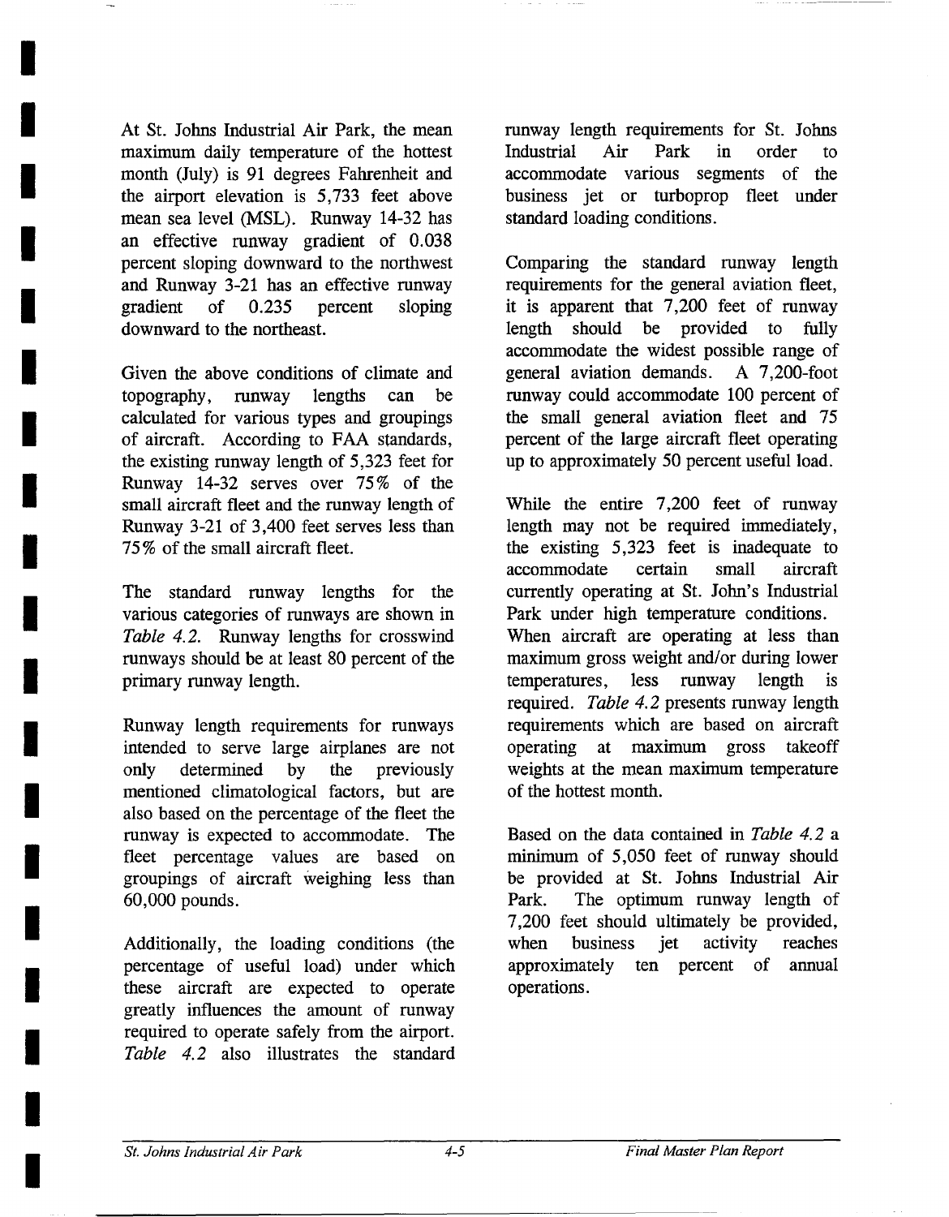At St. Johns Industrial Air Park, the mean maximum daily temperature of the hottest month (July) is 91 degrees Fahrenheit and the airport elevation is 5,733 feet above mean sea level (MSL). Runway 14-32 has an effective runway gradient of 0.038 percent sloping downward to the northwest and Runway 3-21 has an effective runway gradient of 0.235 percent sloping downward to the northeast.

Given the above conditions of climate and topography, runway lengths can be calculated for various types and groupings of aircraft. According to FAA standards, the existing runway length of 5,323 feet for Runway 14-32 serves over 75% of the small aircraft fleet and the runway length of Runway 3-21 of 3,400 feet serves less than 75% of the small aircraft fleet.

The standard runway lengths for the various categories of runways are shown in *Table 4.2*. Runway lengths for crosswind runways should be at least 80 percent of the primary runway length.

Runway length requirements for runways intended to serve large airplanes are not only determined by the previously mentioned climatological factors, but are also based on the percentage of the fleet the runway is expected to accommodate. The fleet percentage values are based on groupings of aircraft weighing less than 60,000 pounds.

Additionally, the loading conditions (the percentage of useful load) under which these aircraft are expected to operate greatly influences the amount of runway required to operate safely from the airport. *Table 4.2* also illustrates the standard runway length requirements for St. Johns Industrial Air Park in order to accommodate various segments of the business jet or turboprop fleet under standard loading conditions.

Comparing the standard runway length requirements for the general aviation fleet, it is apparent that 7,200 feet of runway length should be provided to fully accommodate the widest possible range of general aviation demands. A 7,200-foot runway could accommodate 100 percent of the small general aviation fleet and 75 percent of the large aircraft fleet operating up to approximately 50 percent useful load.

While the entire 7,200 feet of runway length may not be required immediately, the existing 5,323 feet is inadequate to accommodate certain small aircraft currently operating at St. John's Industrial Park under high temperature conditions. When aircraft are operating at less than maximum gross weight and/or during lower temperatures, less runway length is required. *Table 4.2* presents runway length requirements which are based on aircraft operating at maximum gross takeoff weights at the mean maximum temperature of the hottest month.

Based on the data contained in *Table 4.2* a minimum of 5,050 feet of runway should be provided at St. Johns Industrial Air Park. The optimum runway length of 7,200 feet should ultimately be provided, when business jet activity reaches approximately ten percent of annual operations.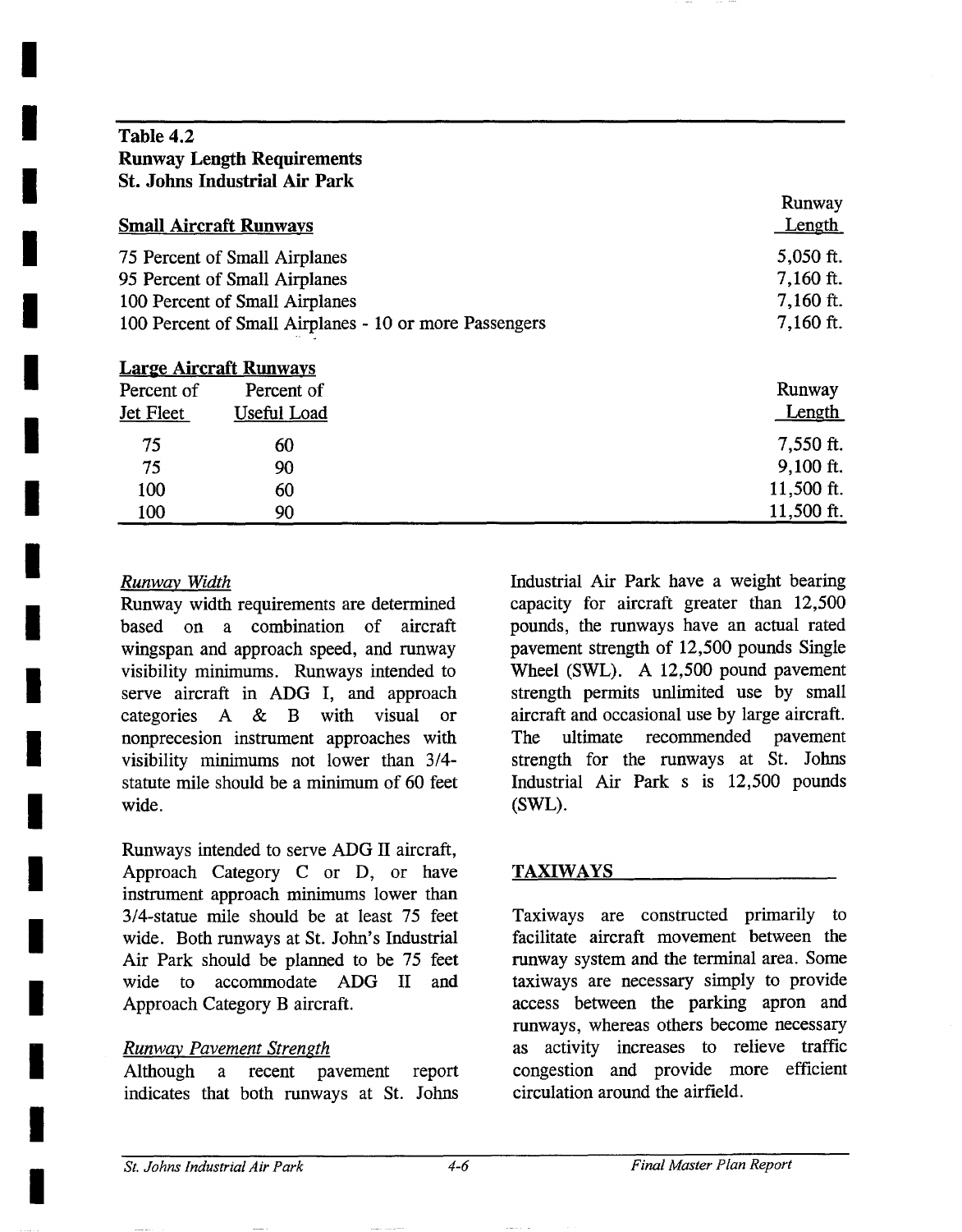**Table 4.2**
**Runway Length Requirements**
**St. Johns Industrial Air Park**

| Small Aircraft Runways | | Runway Length |
|---|---|---|
| 75 Percent of Small Airplanes | | 5,050 ft. |
| 95 Percent of Small Airplanes | | 7,160 ft. |
| 100 Percent of Small Airplanes | | 7,160 ft. |
| 100 Percent of Small Airplanes - 10 or more Passengers | | 7,160 ft. |
| **Large Aircraft Runways** | | |
| Percent of Jet Fleet | Percent of Useful Load | Runway Length |
| 75 | 60 | 7,550 ft. |
| 75 | 90 | 9,100 ft. |
| 100 | 60 | 11,500 ft. |
| 100 | 90 | 11,500 ft. |

*Runway Width*

Runway width requirements are determined based on a combination of aircraft wingspan and approach speed, and runway visibility minimums. Runways intended to serve aircraft in ADG I, and approach categories A & B with visual or nonprecesion instrument approaches with visibility minimums not lower than 3/4-statute mile should be a minimum of 60 feet wide.

Runways intended to serve ADG II aircraft, Approach Category C or D, or have instrument approach minimums lower than 3/4-statue mile should be at least 75 feet wide. Both runways at St. John's Industrial Air Park should be planned to be 75 feet wide to accommodate ADG II and Approach Category B aircraft.

*Runway Pavement Strength*

Although a recent pavement report indicates that both runways at St. Johns Industrial Air Park have a weight bearing capacity for aircraft greater than 12,500 pounds, the runways have an actual rated pavement strength of 12,500 pounds Single Wheel (SWL). A 12,500 pound pavement strength permits unlimited use by small aircraft and occasional use by large aircraft. The ultimate recommended pavement strength for the runways at St. Johns Industrial Air Park s is 12,500 pounds (SWL).

## TAXIWAYS

Taxiways are constructed primarily to facilitate aircraft movement between the runway system and the terminal area. Some taxiways are necessary simply to provide access between the parking apron and runways, whereas others become necessary as activity increases to relieve traffic congestion and provide more efficient circulation around the airfield.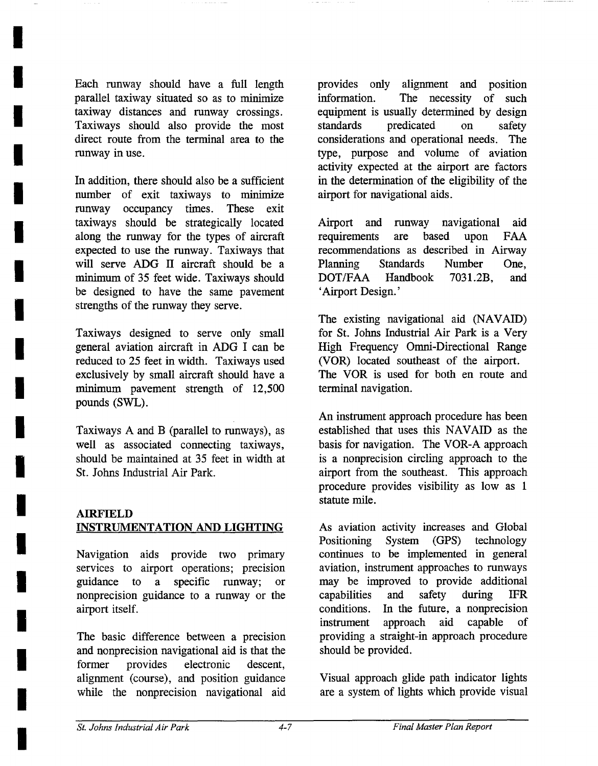Each runway should have a full length parallel taxiway situated so as to minimize taxiway distances and runway crossings. Taxiways should also provide the most direct route from the terminal area to the runway in use.

In addition, there should also be a sufficient number of exit taxiways to minimize runway occupancy times. These exit taxiways should be strategically located along the runway for the types of aircraft expected to use the runway. Taxiways that will serve ADG II aircraft should be a minimum of 35 feet wide. Taxiways should be designed to have the same pavement strengths of the runway they serve.

Taxiways designed to serve only small general aviation aircraft in ADG I can be reduced to 25 feet in width. Taxiways used exclusively by small aircraft should have a minimum pavement strength of 12,500 pounds (SWL).

Taxiways A and B (parallel to runways), as well as associated connecting taxiways, should be maintained at 35 feet in width at St. Johns Industrial Air Park.

## AIRFIELD INSTRUMENTATION AND LIGHTING

Navigation aids provide two primary services to airport operations; precision guidance to a specific runway; or nonprecision guidance to a runway or the airport itself.

The basic difference between a precision and nonprecision navigational aid is that the former provides electronic descent, alignment (course), and position guidance while the nonprecision navigational aid provides only alignment and position information. The necessity of such equipment is usually determined by design standards predicated on safety considerations and operational needs. The type, purpose and volume of aviation activity expected at the airport are factors in the determination of the eligibility of the airport for navigational aids.

Airport and runway navigational aid requirements are based upon FAA recommendations as described in Airway Planning Standards Number One, DOT/FAA Handbook 7031.2B, and 'Airport Design.'

The existing navigational aid (NAVAID) for St. Johns Industrial Air Park is a Very High Frequency Omni-Directional Range (VOR) located southeast of the airport. The VOR is used for both en route and terminal navigation.

An instrument approach procedure has been established that uses this NAVAID as the basis for navigation. The VOR-A approach is a nonprecision circling approach to the airport from the southeast. This approach procedure provides visibility as low as 1 statute mile.

As aviation activity increases and Global Positioning System (GPS) technology continues to be implemented in general aviation, instrument approaches to runways may be improved to provide additional capabilities and safety during IFR conditions. In the future, a nonprecision instrument approach aid capable of providing a straight-in approach procedure should be provided.

Visual approach glide path indicator lights are a system of lights which provide visual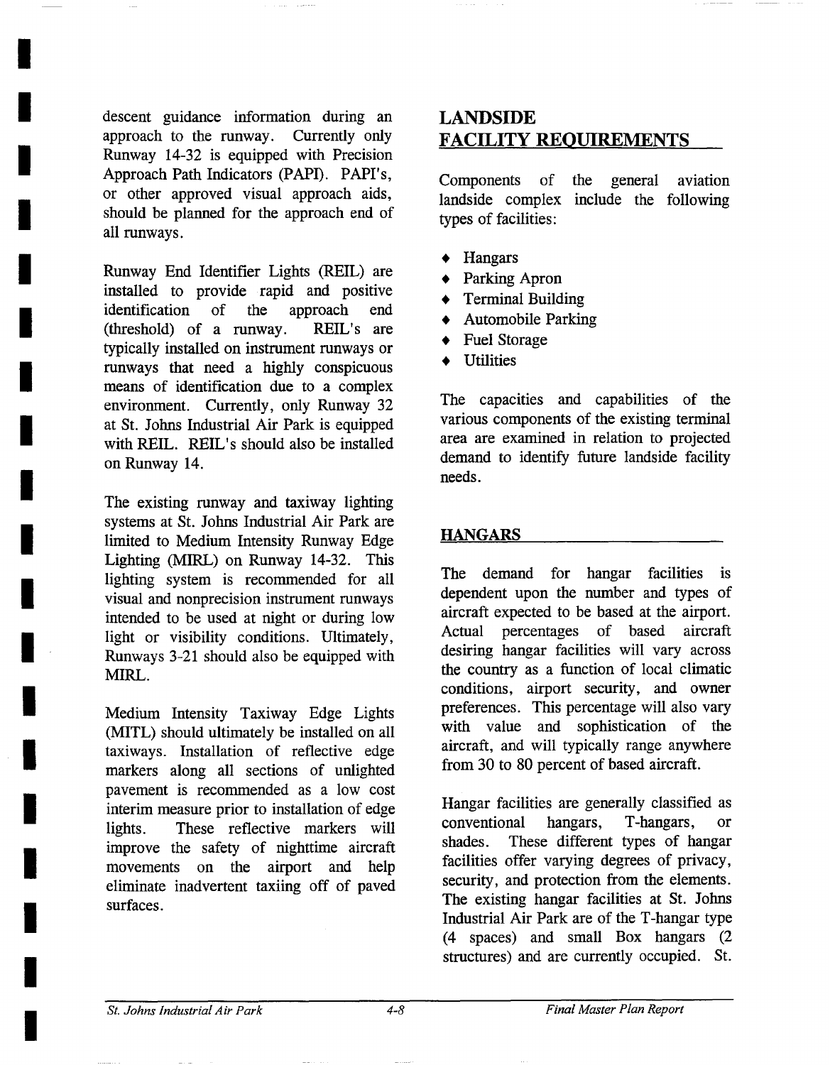descent guidance information during an approach to the runway. Currently only Runway 14-32 is equipped with Precision Approach Path Indicators (PAPI). PAPI's, or other approved visual approach aids, should be planned for the approach end of all runways.

Runway End Identifier Lights (REIL) are installed to provide rapid and positive identification of the approach end (threshold) of a runway. REIL's are typically installed on instrument runways or runways that need a highly conspicuous means of identification due to a complex environment. Currently, only Runway 32 at St. Johns Industrial Air Park is equipped with REIL. REIL's should also be installed on Runway 14.

The existing runway and taxiway lighting systems at St. Johns Industrial Air Park are limited to Medium Intensity Runway Edge Lighting (MIRL) on Runway 14-32. This lighting system is recommended for all visual and nonprecision instrument runways intended to be used at night or during low light or visibility conditions. Ultimately, Runways 3-21 should also be equipped with MIRL.

Medium Intensity Taxiway Edge Lights (MITL) should ultimately be installed on all taxiways. Installation of reflective edge markers along all sections of unlighted pavement is recommended as a low cost interim measure prior to installation of edge lights. These reflective markers will improve the safety of nighttime aircraft movements on the airport and help eliminate inadvertent taxiing off of paved surfaces.

## LANDSIDE FACILITY REQUIREMENTS

Components of the general aviation landside complex include the following types of facilities:

- Hangars
- Parking Apron
- Terminal Building
- Automobile Parking
- Fuel Storage
- Utilities

The capacities and capabilities of the various components of the existing terminal area are examined in relation to projected demand to identify future landside facility needs.

### HANGARS

The demand for hangar facilities is dependent upon the number and types of aircraft expected to be based at the airport. Actual percentages of based aircraft desiring hangar facilities will vary across the country as a function of local climatic conditions, airport security, and owner preferences. This percentage will also vary with value and sophistication of the aircraft, and will typically range anywhere from 30 to 80 percent of based aircraft.

Hangar facilities are generally classified as conventional hangars, T-hangars, or shades. These different types of hangar facilities offer varying degrees of privacy, security, and protection from the elements. The existing hangar facilities at St. Johns Industrial Air Park are of the T-hangar type (4 spaces) and small Box hangars (2 structures) and are currently occupied. St.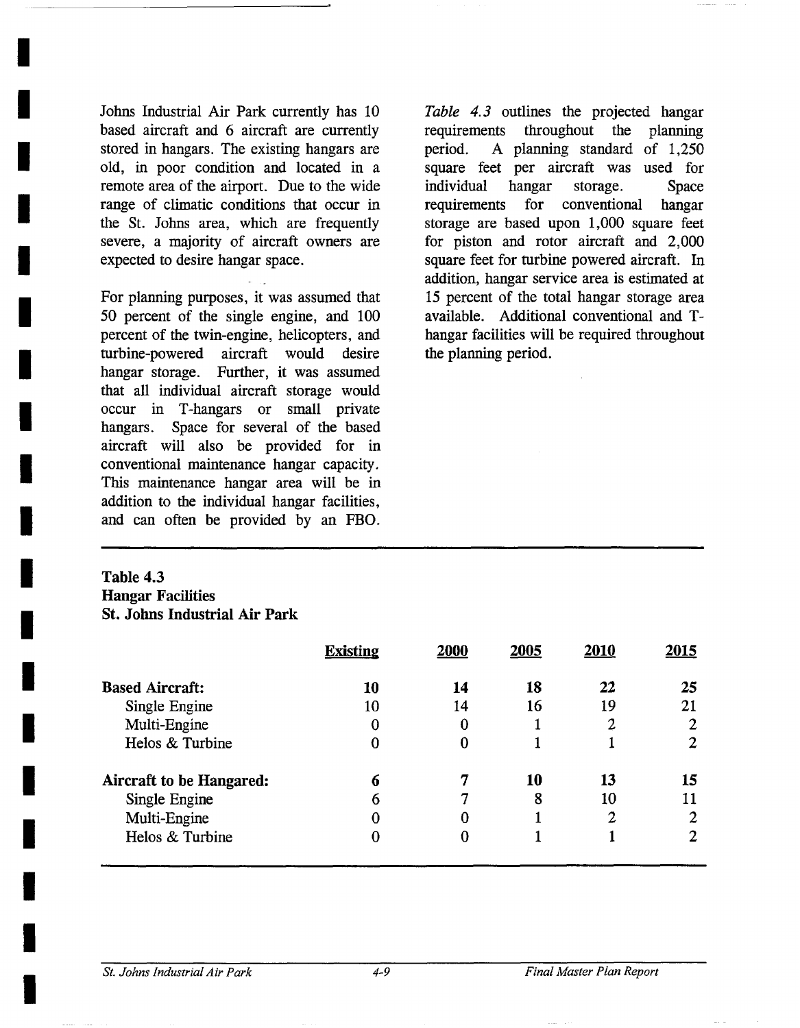Johns Industrial Air Park currently has 10 based aircraft and 6 aircraft are currently stored in hangars. The existing hangars are old, in poor condition and located in a remote area of the airport. Due to the wide range of climatic conditions that occur in the St. Johns area, which are frequently severe, a majority of aircraft owners are expected to desire hangar space.

For planning purposes, it was assumed that 50 percent of the single engine, and 100 percent of the twin-engine, helicopters, and turbine-powered aircraft would desire hangar storage. Further, it was assumed that all individual aircraft storage would occur in T-hangars or small private hangars. Space for several of the based aircraft will also be provided for in conventional maintenance hangar capacity. This maintenance hangar area will be in addition to the individual hangar facilities, and can often be provided by an FBO.

*Table 4.3* outlines the projected hangar requirements throughout the planning period. A planning standard of 1,250 square feet per aircraft was used for individual hangar storage. Space requirements for conventional hangar storage are based upon 1,000 square feet for piston and rotor aircraft and 2,000 square feet for turbine powered aircraft. In addition, hangar service area is estimated at 15 percent of the total hangar storage area available. Additional conventional and T-hangar facilities will be required throughout the planning period.

**Table 4.3**
**Hangar Facilities**
**St. Johns Industrial Air Park**

| | Existing | 2000 | 2005 | 2010 | 2015 |
|---|---|---|---|---|---|
| **Based Aircraft:** | **10** | **14** | **18** | **22** | **25** |
| Single Engine | 10 | 14 | 16 | 19 | 21 |
| Multi-Engine | 0 | 0 | 1 | 2 | 2 |
| Helos & Turbine | 0 | 0 | 1 | 1 | 2 |
| **Aircraft to be Hangared:** | **6** | **7** | **10** | **13** | **15** |
| Single Engine | 6 | 7 | 8 | 10 | 11 |
| Multi-Engine | 0 | 0 | 1 | 2 | 2 |
| Helos & Turbine | 0 | 0 | 1 | 1 | 2 |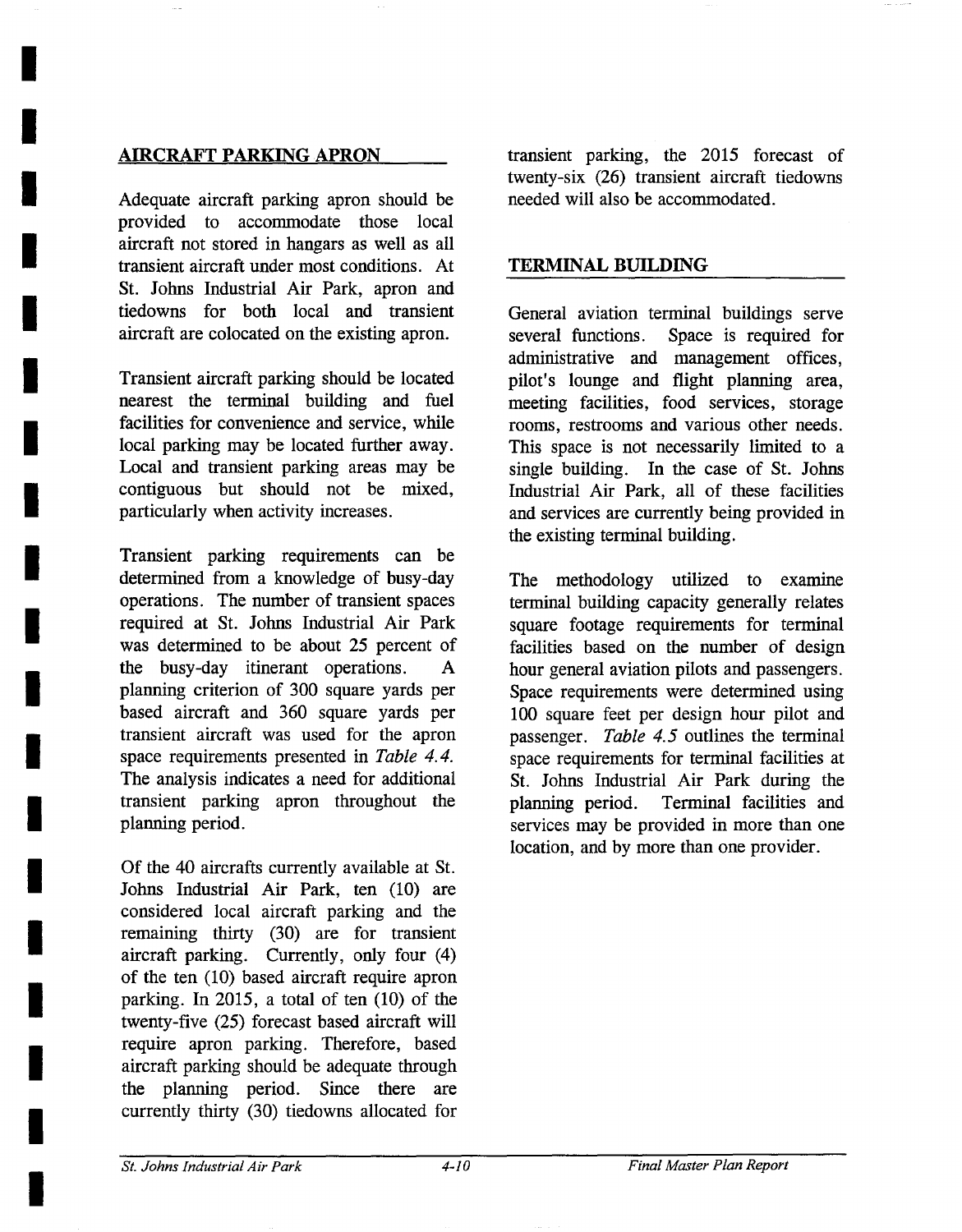## AIRCRAFT PARKING APRON

Adequate aircraft parking apron should be provided to accommodate those local aircraft not stored in hangars as well as all transient aircraft under most conditions. At St. Johns Industrial Air Park, apron and tiedowns for both local and transient aircraft are colocated on the existing apron.

Transient aircraft parking should be located nearest the terminal building and fuel facilities for convenience and service, while local parking may be located further away. Local and transient parking areas may be contiguous but should not be mixed, particularly when activity increases.

Transient parking requirements can be determined from a knowledge of busy-day operations. The number of transient spaces required at St. Johns Industrial Air Park was determined to be about 25 percent of the busy-day itinerant operations. A planning criterion of 300 square yards per based aircraft and 360 square yards per transient aircraft was used for the apron space requirements presented in *Table 4.4.* The analysis indicates a need for additional transient parking apron throughout the planning period.

Of the 40 aircrafts currently available at St. Johns Industrial Air Park, ten (10) are considered local aircraft parking and the remaining thirty (30) are for transient aircraft parking. Currently, only four (4) of the ten (10) based aircraft require apron parking. In 2015, a total of ten (10) of the twenty-five (25) forecast based aircraft will require apron parking. Therefore, based aircraft parking should be adequate through the planning period. Since there are currently thirty (30) tiedowns allocated for transient parking, the 2015 forecast of twenty-six (26) transient aircraft tiedowns needed will also be accommodated.

## TERMINAL BUILDING

General aviation terminal buildings serve several functions. Space is required for administrative and management offices, pilot's lounge and flight planning area, meeting facilities, food services, storage rooms, restrooms and various other needs. This space is not necessarily limited to a single building. In the case of St. Johns Industrial Air Park, all of these facilities and services are currently being provided in the existing terminal building.

The methodology utilized to examine terminal building capacity generally relates square footage requirements for terminal facilities based on the number of design hour general aviation pilots and passengers. Space requirements were determined using 100 square feet per design hour pilot and passenger. *Table 4.5* outlines the terminal space requirements for terminal facilities at St. Johns Industrial Air Park during the planning period. Terminal facilities and services may be provided in more than one location, and by more than one provider.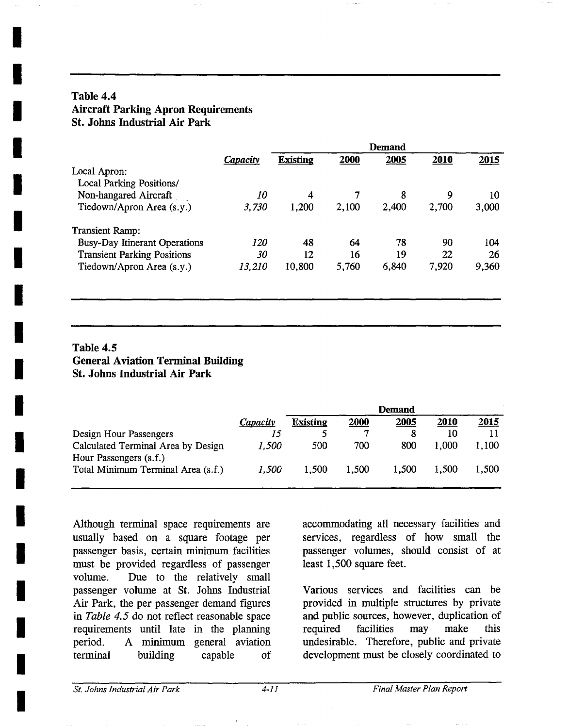**Table 4.4**
**Aircraft Parking Apron Requirements**
**St. Johns Industrial Air Park**

| | *Capacity* | Demand | | | | |
|---|---|---|---|---|---|---|
| | | Existing | 2000 | 2005 | 2010 | 2015 |
| Local Apron: | | | | | | |
| Local Parking Positions/ Non-hangared Aircraft | *10* | 4 | 7 | 8 | 9 | 10 |
| Tiedown/Apron Area (s.y.) | *3,730* | 1,200 | 2,100 | 2,400 | 2,700 | 3,000 |
| Transient Ramp: | | | | | | |
| Busy-Day Itinerant Operations | *120* | 48 | 64 | 78 | 90 | 104 |
| Transient Parking Positions | *30* | 12 | 16 | 19 | 22 | 26 |
| Tiedown/Apron Area (s.y.) | *13,210* | 10,800 | 5,760 | 6,840 | 7,920 | 9,360 |

**Table 4.5**
**General Aviation Terminal Building**
**St. Johns Industrial Air Park**

| | *Capacity* | Demand | | | | |
|---|---|---|---|---|---|---|
| | | Existing | 2000 | 2005 | 2010 | 2015 |
| Design Hour Passengers | *15* | 5 | 7 | 8 | 10 | 11 |
| Calculated Terminal Area by Design Hour Passengers (s.f.) | *1,500* | 500 | 700 | 800 | 1,000 | 1,100 |
| Total Minimum Terminal Area (s.f.) | *1,500* | 1,500 | 1,500 | 1,500 | 1,500 | 1,500 |

Although terminal space requirements are usually based on a square footage per passenger basis, certain minimum facilities must be provided regardless of passenger volume. Due to the relatively small passenger volume at St. Johns Industrial Air Park, the per passenger demand figures in *Table 4.5* do not reflect reasonable space requirements until late in the planning period. A minimum general aviation terminal building capable of accommodating all necessary facilities and services, regardless of how small the passenger volumes, should consist of at least 1,500 square feet.

Various services and facilities can be provided in multiple structures by private and public sources, however, duplication of required facilities may make this undesirable. Therefore, public and private development must be closely coordinated to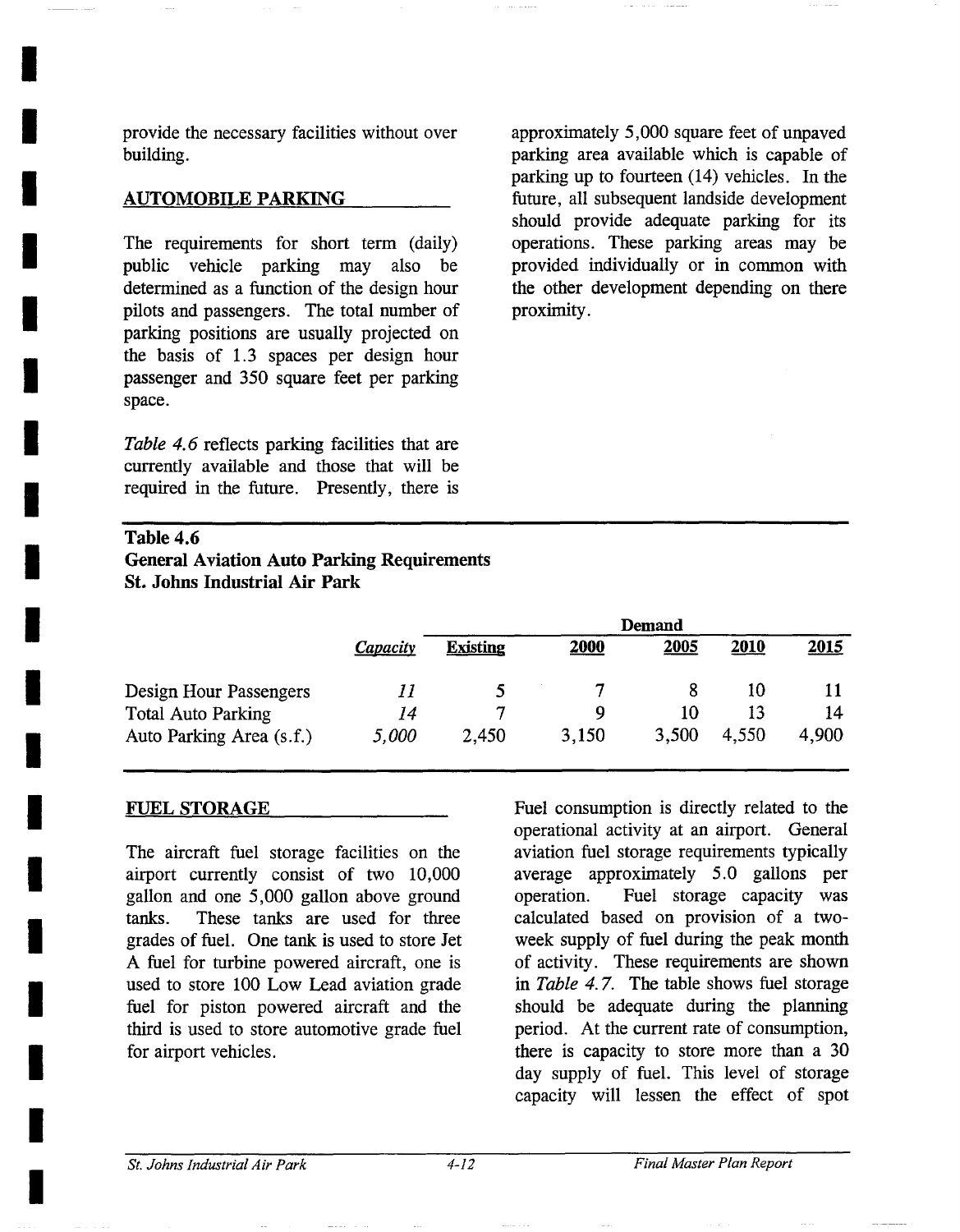provide the necessary facilities without over building.

## AUTOMOBILE PARKING

The requirements for short term (daily) public vehicle parking may also be determined as a function of the design hour pilots and passengers. The total number of parking positions are usually projected on the basis of 1.3 spaces per design hour passenger and 350 square feet per parking space.

*Table 4.6* reflects parking facilities that are currently available and those that will be required in the future. Presently, there is approximately 5,000 square feet of unpaved parking area available which is capable of parking up to fourteen (14) vehicles. In the future, all subsequent landside development should provide adequate parking for its operations. These parking areas may be provided individually or in common with the other development depending on there proximity.

**Table 4.6**
**General Aviation Auto Parking Requirements**
**St. Johns Industrial Air Park**

| | | Demand | | | | |
|---|---|---|---|---|---|---|
| | *Capacity* | Existing | 2000 | 2005 | 2010 | 2015 |
| Design Hour Passengers | *11* | 5 | 7 | 8 | 10 | 11 |
| Total Auto Parking | *14* | 7 | 9 | 10 | 13 | 14 |
| Auto Parking Area (s.f.) | *5,000* | 2,450 | 3,150 | 3,500 | 4,550 | 4,900 |

## FUEL STORAGE

The aircraft fuel storage facilities on the airport currently consist of two 10,000 gallon and one 5,000 gallon above ground tanks. These tanks are used for three grades of fuel. One tank is used to store Jet A fuel for turbine powered aircraft, one is used to store 100 Low Lead aviation grade fuel for piston powered aircraft and the third is used to store automotive grade fuel for airport vehicles.

Fuel consumption is directly related to the operational activity at an airport. General aviation fuel storage requirements typically average approximately 5.0 gallons per operation. Fuel storage capacity was calculated based on provision of a two-week supply of fuel during the peak month of activity. These requirements are shown in *Table 4.7*. The table shows fuel storage should be adequate during the planning period. At the current rate of consumption, there is capacity to store more than a 30 day supply of fuel. This level of storage capacity will lessen the effect of spot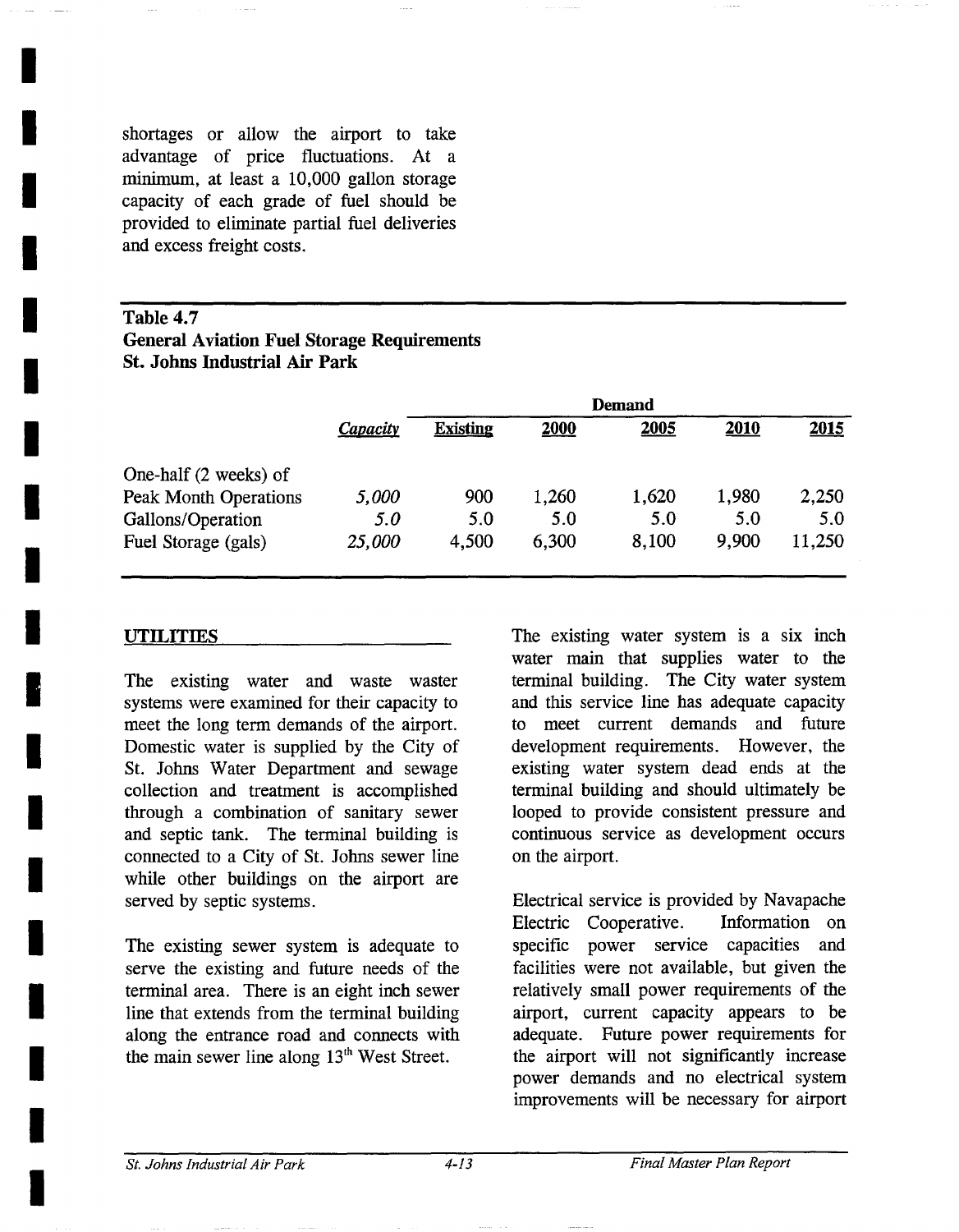shortages or allow the airport to take advantage of price fluctuations. At a minimum, at least a 10,000 gallon storage capacity of each grade of fuel should be provided to eliminate partial fuel deliveries and excess freight costs.

**Table 4.7**
**General Aviation Fuel Storage Requirements**
**St. Johns Industrial Air Park**

| | | Demand | | | | |
|---|---|---|---|---|---|---|
| | *Capacity* | Existing | 2000 | 2005 | 2010 | 2015 |
| One-half (2 weeks) of Peak Month Operations | *5,000* | 900 | 1,260 | 1,620 | 1,980 | 2,250 |
| Gallons/Operation | *5.0* | 5.0 | 5.0 | 5.0 | 5.0 | 5.0 |
| Fuel Storage (gals) | *25,000* | 4,500 | 6,300 | 8,100 | 9,900 | 11,250 |

## UTILITIES

The existing water and waste waster systems were examined for their capacity to meet the long term demands of the airport. Domestic water is supplied by the City of St. Johns Water Department and sewage collection and treatment is accomplished through a combination of sanitary sewer and septic tank. The terminal building is connected to a City of St. Johns sewer line while other buildings on the airport are served by septic systems.

The existing sewer system is adequate to serve the existing and future needs of the terminal area. There is an eight inch sewer line that extends from the terminal building along the entrance road and connects with the main sewer line along 13th West Street.

The existing water system is a six inch water main that supplies water to the terminal building. The City water system and this service line has adequate capacity to meet current demands and future development requirements. However, the existing water system dead ends at the terminal building and should ultimately be looped to provide consistent pressure and continuous service as development occurs on the airport.

Electrical service is provided by Navapache Electric Cooperative. Information on specific power service capacities and facilities were not available, but given the relatively small power requirements of the airport, current capacity appears to be adequate. Future power requirements for the airport will not significantly increase power demands and no electrical system improvements will be necessary for airport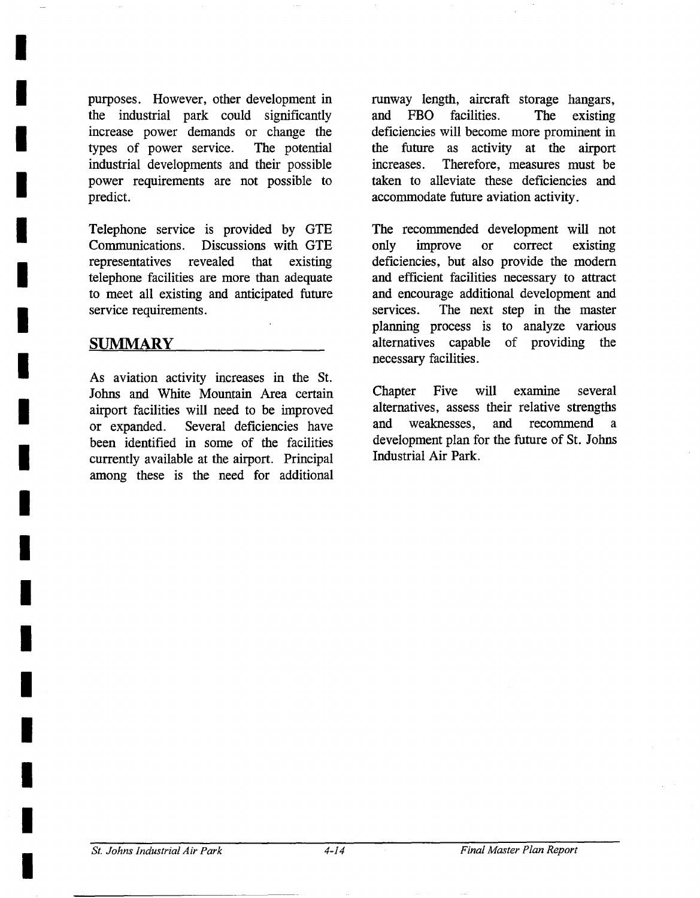purposes. However, other development in the industrial park could significantly increase power demands or change the types of power service. The potential industrial developments and their possible power requirements are not possible to predict.

Telephone service is provided by GTE Communications. Discussions with GTE representatives revealed that existing telephone facilities are more than adequate to meet all existing and anticipated future service requirements.

## SUMMARY

As aviation activity increases in the St. Johns and White Mountain Area certain airport facilities will need to be improved or expanded. Several deficiencies have been identified in some of the facilities currently available at the airport. Principal among these is the need for additional runway length, aircraft storage hangars, and FBO facilities. The existing deficiencies will become more prominent in the future as activity at the airport increases. Therefore, measures must be taken to alleviate these deficiencies and accommodate future aviation activity.

The recommended development will not only improve or correct existing deficiencies, but also provide the modern and efficient facilities necessary to attract and encourage additional development and services. The next step in the master planning process is to analyze various alternatives capable of providing the necessary facilities.

Chapter Five will examine several alternatives, assess their relative strengths and weaknesses, and recommend a development plan for the future of St. Johns Industrial Air Park.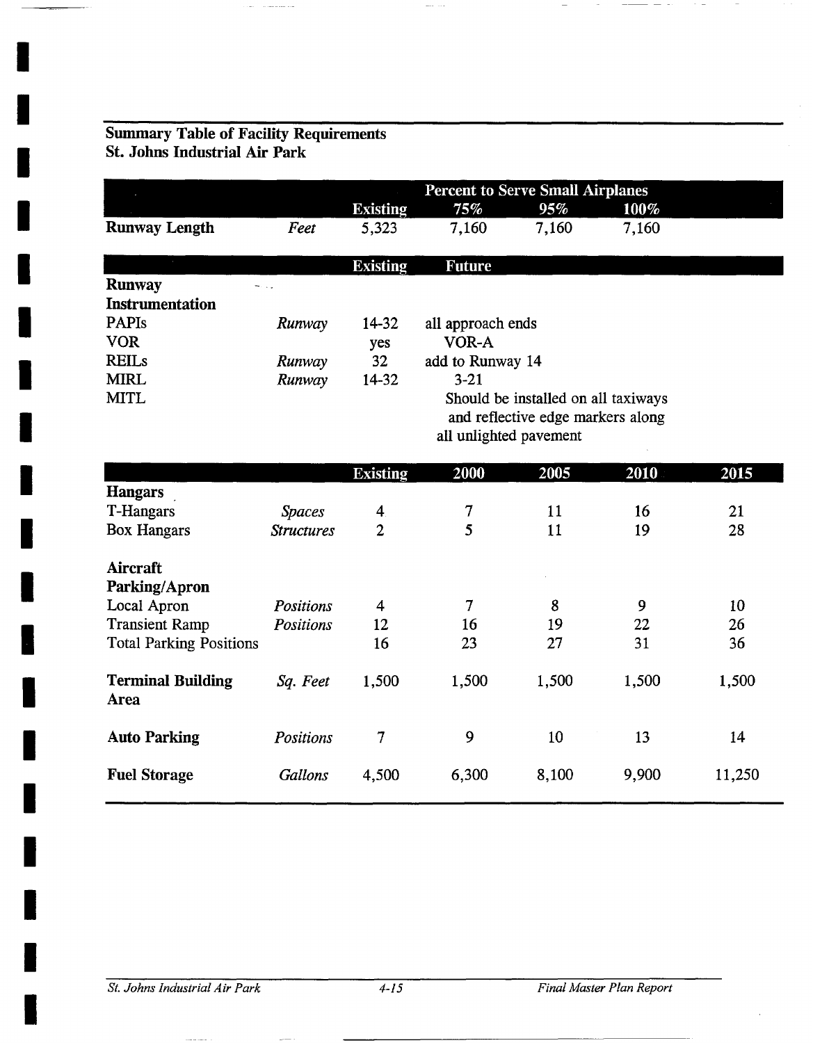**Summary Table of Facility Requirements**
**St. Johns Industrial Air Park**

| | | | Percent to Serve Small Airplanes | | | |
|---|---|---|---|---|---|---|
| | | Existing | 75% | 95% | 100% | |
| **Runway Length** | *Feet* | 5,323 | 7,160 | 7,160 | 7,160 | |

| | | Existing | Future |
|---|---|---|---|
| **Runway Instrumentation** | | | |
| PAPIs | *Runway* | 14-32 | all approach ends |
| VOR | | yes | VOR-A |
| REILs | *Runway* | 32 | add to Runway 14 |
| MIRL | *Runway* | 14-32 | 3-21 |
| MITL | | | Should be installed on all taxiways and reflective edge markers along all unlighted pavement |

| | | Existing | 2000 | 2005 | 2010 | 2015 |
|---|---|---|---|---|---|---|
| **Hangars** | | | | | | |
| T-Hangars | *Spaces* | 4 | 7 | 11 | 16 | 21 |
| Box Hangars | *Structures* | 2 | 5 | 11 | 19 | 28 |
| **Aircraft Parking/Apron** | | | | | | |
| Local Apron | *Positions* | 4 | 7 | 8 | 9 | 10 |
| Transient Ramp | *Positions* | 12 | 16 | 19 | 22 | 26 |
| Total Parking Positions | | 16 | 23 | 27 | 31 | 36 |
| **Terminal Building Area** | *Sq. Feet* | 1,500 | 1,500 | 1,500 | 1,500 | 1,500 |
| **Auto Parking** | *Positions* | 7 | 9 | 10 | 13 | 14 |
| **Fuel Storage** | *Gallons* | 4,500 | 6,300 | 8,100 | 9,900 | 11,250 |